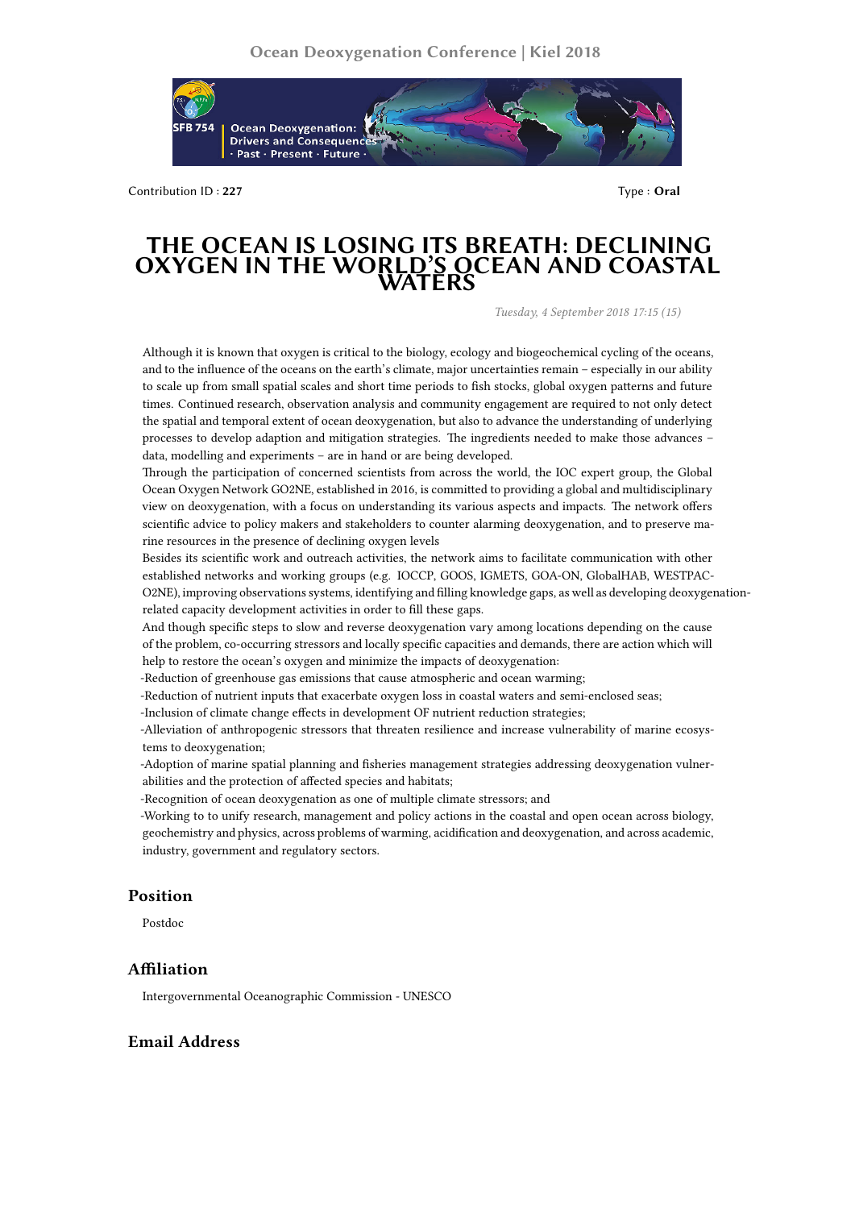Contribution ID : **227** Type : **Oral**

# THE OCEAN IS LOSING ITS BREATH: DECLINING OXYGEN IN THE WORLD'S OCEAN AND COASTAL WATERS

*Tuesday, 4 September 2018 17:15 (15)*

Although it is known that oxygen is critical to the biology, ecology and biogeochemical cycling of the oceans, and to the influence of the oceans on the earth's climate, major uncertainties remain – especially in our ability to scale up from small spatial scales and short time periods to fish stocks, global oxygen patterns and future times. Continued research, observation analysis and community engagement are required to not only detect the spatial and temporal extent of ocean deoxygenation, but also to advance the understanding of underlying processes to develop adaption and mitigation strategies. The ingredients needed to make those advances – data, modelling and experiments – are in hand or are being developed.

Through the participation of concerned scientists from across the world, the IOC expert group, the Global Ocean Oxygen Network GO2NE, established in 2016, is committed to providing a global and multidisciplinary view on deoxygenation, with a focus on understanding its various aspects and impacts. The network offers scientific advice to policy makers and stakeholders to counter alarming deoxygenation, and to preserve marine resources in the presence of declining oxygen levels

Besides its scientific work and outreach activities, the network aims to facilitate communication with other established networks and working groups (e.g. IOCCP, GOOS, IGMETS, GOA-ON, GlobalHAB, WESTPAC-O2NE), improving observations systems, identifying and filling knowledge gaps, as well as developing deoxygenation-related capacity development activities in order to fill these gaps.

And though specific steps to slow and reverse deoxygenation vary among locations depending on the cause of the problem, co-occurring stressors and locally specific capacities and demands, there are action which will help to restore the ocean's oxygen and minimize the impacts of deoxygenation:

-Reduction of greenhouse gas emissions that cause atmospheric and ocean warming;

-Reduction of nutrient inputs that exacerbate oxygen loss in coastal waters and semi-enclosed seas;

-Inclusion of climate change effects in development OF nutrient reduction strategies;

-Alleviation of anthropogenic stressors that threaten resilience and increase vulnerability of marine ecosystems to deoxygenation;

-Adoption of marine spatial planning and fisheries management strategies addressing deoxygenation vulnerabilities and the protection of affected species and habitats;

-Recognition of ocean deoxygenation as one of multiple climate stressors; and

-Working to to unify research, management and policy actions in the coastal and open ocean across biology, geochemistry and physics, across problems of warming, acidification and deoxygenation, and across academic, industry, government and regulatory sectors.

## Position

Postdoc

## Affiliation

Intergovernmental Oceanographic Commission - UNESCO

## Email Address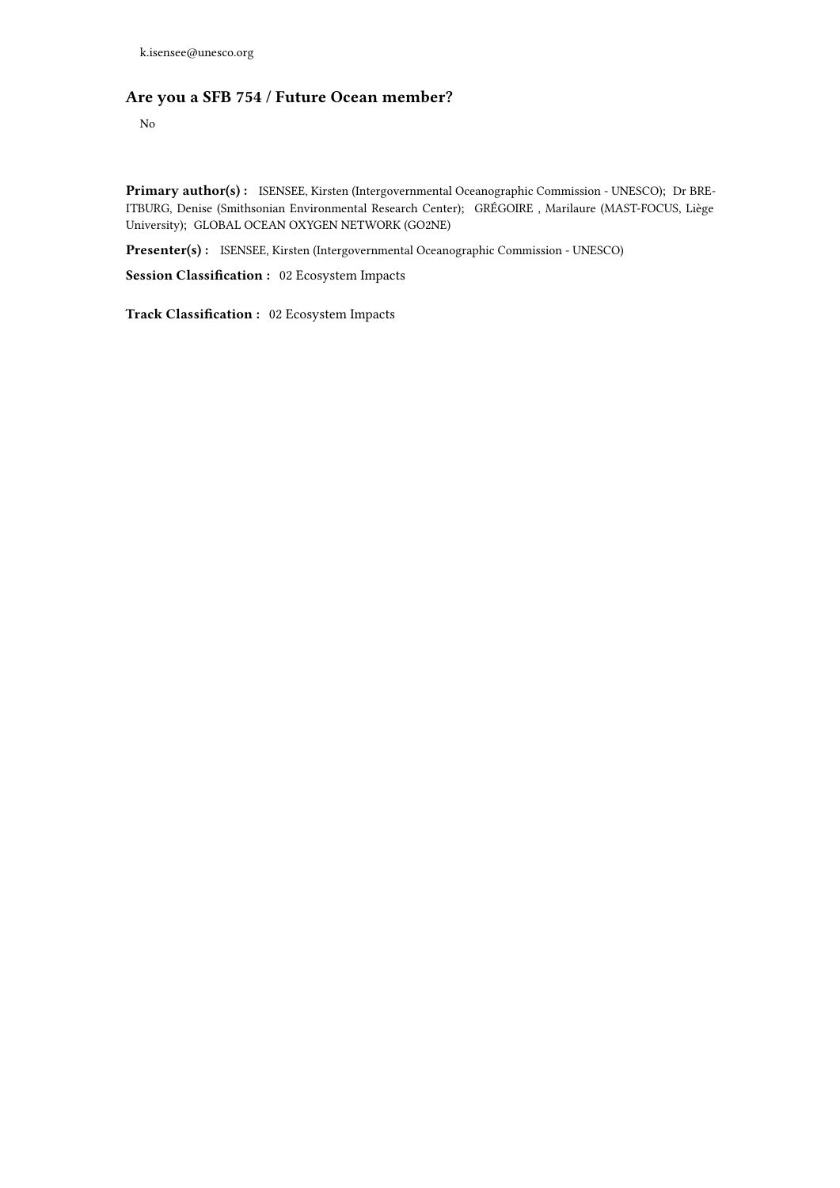k.isensee@unesco.org

## Are you a SFB 754 / Future Ocean member?

No

**Primary author(s) :** ISENSEE, Kirsten (Intergovernmental Oceanographic Commission - UNESCO); Dr BREITBURG, Denise (Smithsonian Environmental Research Center); GRÉGOIRE , Marilaure (MAST-FOCUS, Liège University); GLOBAL OCEAN OXYGEN NETWORK (GO2NE)

**Presenter(s) :** ISENSEE, Kirsten (Intergovernmental Oceanographic Commission - UNESCO)

**Session Classification :** 02 Ecosystem Impacts

**Track Classification :** 02 Ecosystem Impacts